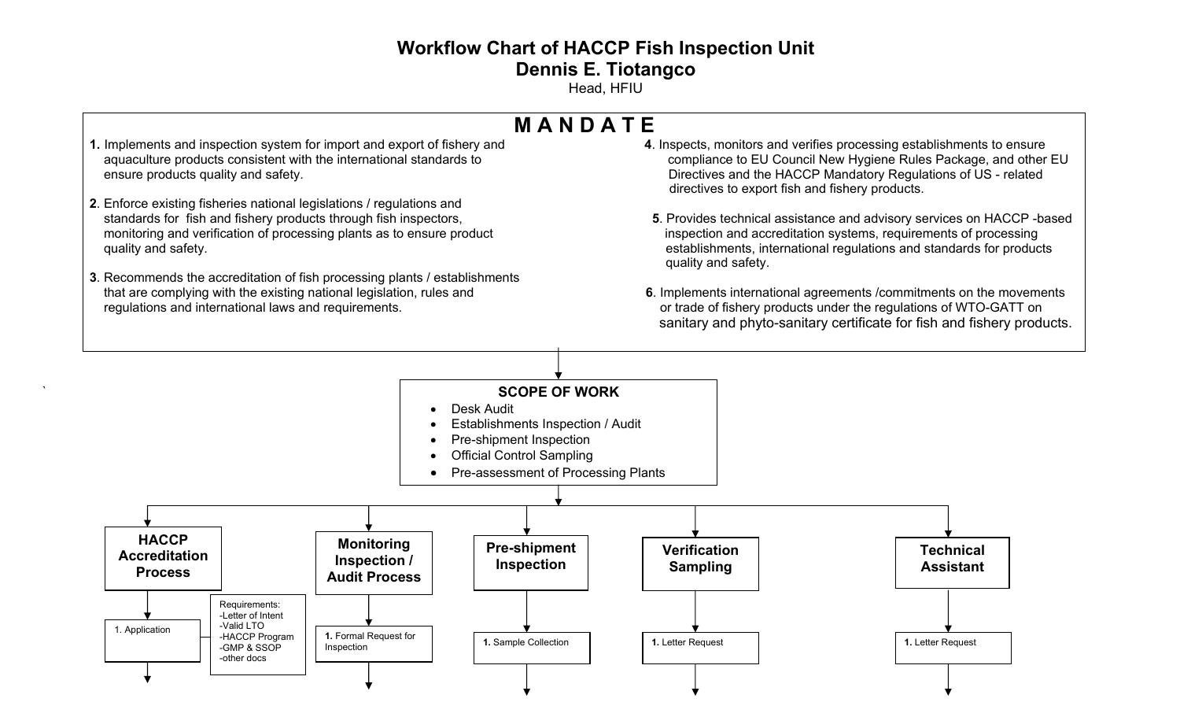# Workflow Chart of HACCP Fish Inspection Unit

## Dennis E. Tiotangco

Head, HFIU

## M A N D A T E

**1.** Implements and inspection system for import and export of fishery and aquaculture products consistent with the international standards to ensure products quality and safety.

**2**. Enforce existing fisheries national legislations / regulations and standards for fish and fishery products through fish inspectors, monitoring and verification of processing plants as to ensure product quality and safety.

**3**. Recommends the accreditation of fish processing plants / establishments that are complying with the existing national legislation, rules and regulations and international laws and requirements.

**4**. Inspects, monitors and verifies processing establishments to ensure compliance to EU Council New Hygiene Rules Package, and other EU Directives and the HACCP Mandatory Regulations of US - related directives to export fish and fishery products.

**5**. Provides technical assistance and advisory services on HACCP -based inspection and accreditation systems, requirements of processing establishments, international regulations and standards for products quality and safety.

**6**. Implements international agreements /commitments on the movements or trade of fishery products under the regulations of WTO-GATT on sanitary and phyto-sanitary certificate for fish and fishery products.

### SCOPE OF WORK

- Desk Audit
- Establishments Inspection / Audit
- Pre-shipment Inspection
- Official Control Sampling
- Pre-assessment of Processing Plants

### HACCP Accreditation Process

1. Application

Requirements:
- -Letter of Intent
- -Valid LTO
- -HACCP Program
- -GMP & SSOP
- -other docs

### Monitoring Inspection / Audit Process

**1.** Formal Request for Inspection

### Pre-shipment Inspection

**1.** Sample Collection

### Verification Sampling

**1.** Letter Request

### Technical Assistant

**1.** Letter Request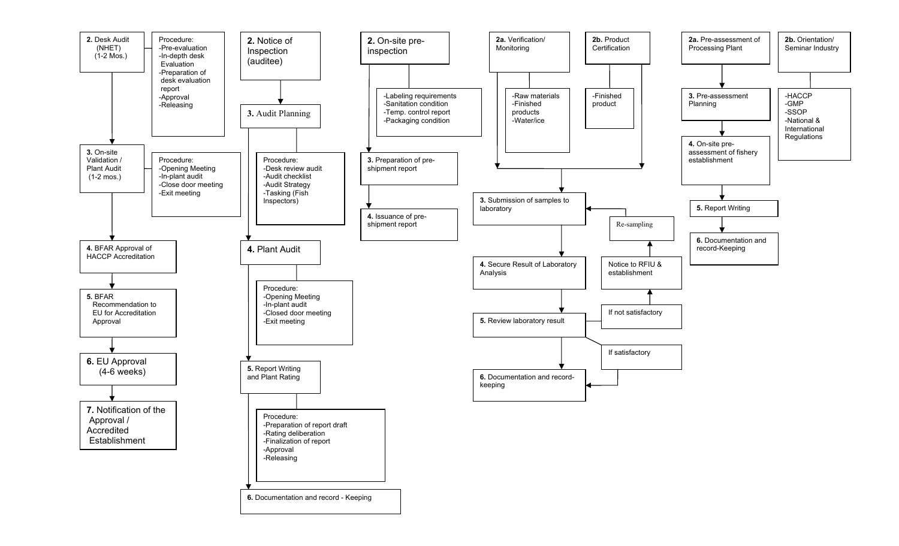**2.** Desk Audit (NHET) (1-2 Mos.)

Procedure:
-Pre-evaluation
-In-depth desk Evaluation
-Preparation of desk evaluation report
-Approval
-Releasing

**3.** On-site Validation / Plant Audit (1-2 mos.)

Procedure:
-Opening Meeting
-In-plant audit
-Close door meeting
-Exit meeting

**4.** BFAR Approval of HACCP Accreditation

**5.** BFAR Recommendation to EU for Accreditation Approval

**6.** EU Approval (4-6 weeks)

**7.** Notification of the Approval / Accredited Establishment

---

**2.** Notice of Inspection (auditee)

**3.** Audit Planning

Procedure:
-Desk review audit
-Audit checklist
-Audit Strategy
-Tasking (Fish Inspectors)

**4.** Plant Audit

Procedure:
-Opening Meeting
-In-plant audit
-Closed door meeting
-Exit meeting

**5.** Report Writing and Plant Rating

Procedure:
-Preparation of report draft
-Rating deliberation
-Finalization of report
-Approval
-Releasing

**6.** Documentation and record - Keeping

---

**2.** On-site pre-inspection

-Labeling requirements
-Sanitation condition
-Temp. control report
-Packaging condition

**3.** Preparation of pre-shipment report

**4.** Issuance of pre-shipment report

---

**2a.** Verification/ Monitoring

-Raw materials
-Finished products
-Water/ice

**2b.** Product Certification

-Finished product

**3.** Submission of samples to laboratory

**4.** Secure Result of Laboratory Analysis

**5.** Review laboratory result

If not satisfactory → Notice to RFIU & establishment → Re-sampling

If satisfactory

**6.** Documentation and record-keeping

---

**2a.** Pre-assessment of Processing Plant

**3.** Pre-assessment Planning

**4.** On-site pre-assessment of fishery establishment

**5.** Report Writing

**6.** Documentation and record-Keeping

**2b.** Orientation/ Seminar Industry

-HACCP
-GMP
-SSOP
-National & International Regulations